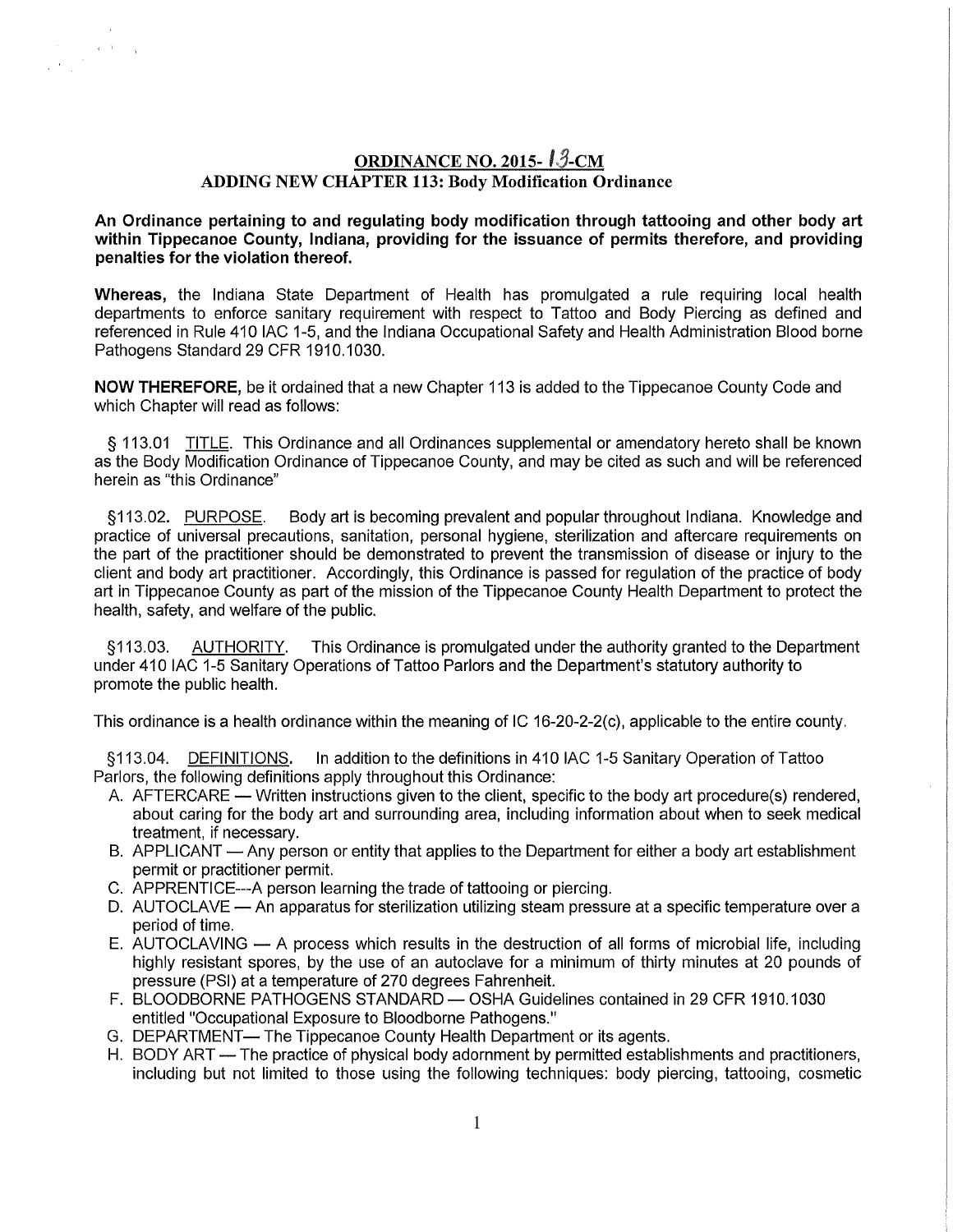## ORDINANCE NO. 2015- 13-CM

### ADDING NEW CHAPTER 113: Body Modification Ordinance

**An Ordinance pertaining to and regulating body modification through tattooing and other body art within Tippecanoe County, Indiana, providing for the issuance of permits therefore, and providing penalties for the violation thereof.**

**Whereas,** the Indiana State Department of Health has promulgated a rule requiring local health departments to enforce sanitary requirement with respect to Tattoo and Body Piercing as defined and referenced in Rule 410 IAC 1-5, and the Indiana Occupational Safety and Health Administration Blood borne Pathogens Standard 29 CFR 1910.1030.

**NOW THEREFORE,** be it ordained that a new Chapter 113 is added to the Tippecanoe County Code and which Chapter will read as follows:

§ 113.01 TITLE. This Ordinance and all Ordinances supplemental or amendatory hereto shall be known as the Body Modification Ordinance of Tippecanoe County, and may be cited as such and will be referenced herein as "this Ordinance"

§113.02. PURPOSE. Body art is becoming prevalent and popular throughout Indiana. Knowledge and practice of universal precautions, sanitation, personal hygiene, sterilization and aftercare requirements on the part of the practitioner should be demonstrated to prevent the transmission of disease or injury to the client and body art practitioner. Accordingly, this Ordinance is passed for regulation of the practice of body art in Tippecanoe County as part of the mission of the Tippecanoe County Health Department to protect the health, safety, and welfare of the public.

§113.03. AUTHORITY. This Ordinance is promulgated under the authority granted to the Department under 410 IAC 1-5 Sanitary Operations of Tattoo Parlors and the Department's statutory authority to promote the public health.

This ordinance is a health ordinance within the meaning of IC 16-20-2-2(c), applicable to the entire county.

§113.04. DEFINITIONS. In addition to the definitions in 410 IAC 1-5 Sanitary Operation of Tattoo Parlors, the following definitions apply throughout this Ordinance:

A. AFTERCARE — Written instructions given to the client, specific to the body art procedure(s) rendered, about caring for the body art and surrounding area, including information about when to seek medical treatment, if necessary.
B. APPLICANT — Any person or entity that applies to the Department for either a body art establishment permit or practitioner permit.
C. APPRENTICE---A person learning the trade of tattooing or piercing.
D. AUTOCLAVE — An apparatus for sterilization utilizing steam pressure at a specific temperature over a period of time.
E. AUTOCLAVING — A process which results in the destruction of all forms of microbial life, including highly resistant spores, by the use of an autoclave for a minimum of thirty minutes at 20 pounds of pressure (PSI) at a temperature of 270 degrees Fahrenheit.
F. BLOODBORNE PATHOGENS STANDARD — OSHA Guidelines contained in 29 CFR 1910.1030 entitled "Occupational Exposure to Bloodborne Pathogens."
G. DEPARTMENT— The Tippecanoe County Health Department or its agents.
H. BODY ART — The practice of physical body adornment by permitted establishments and practitioners, including but not limited to those using the following techniques: body piercing, tattooing, cosmetic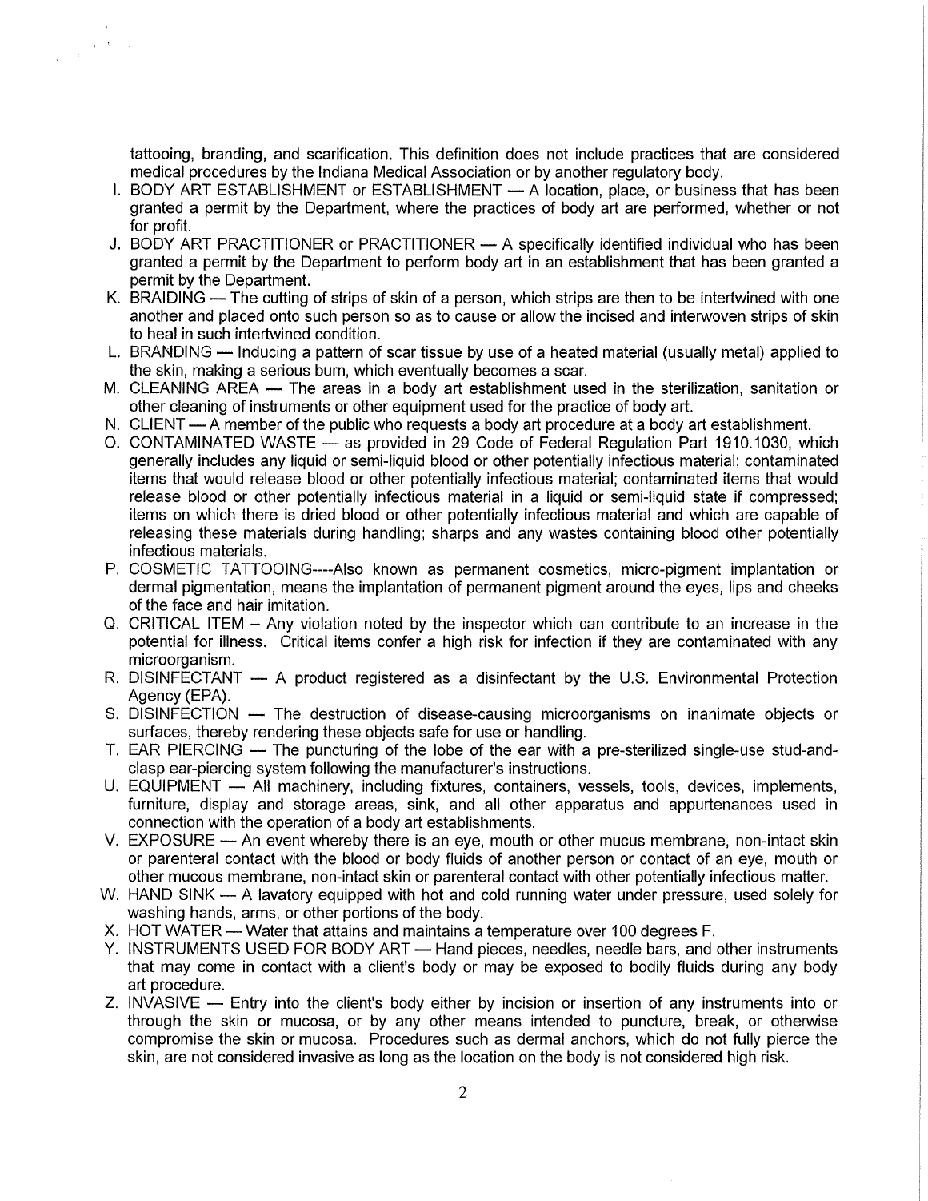tattooing, branding, and scarification. This definition does not include practices that are considered medical procedures by the Indiana Medical Association or by another regulatory body.

I. BODY ART ESTABLISHMENT or ESTABLISHMENT — A location, place, or business that has been granted a permit by the Department, where the practices of body art are performed, whether or not for profit.

J. BODY ART PRACTITIONER or PRACTITIONER — A specifically identified individual who has been granted a permit by the Department to perform body art in an establishment that has been granted a permit by the Department.

K. BRAIDING — The cutting of strips of skin of a person, which strips are then to be intertwined with one another and placed onto such person so as to cause or allow the incised and interwoven strips of skin to heal in such intertwined condition.

L. BRANDING — Inducing a pattern of scar tissue by use of a heated material (usually metal) applied to the skin, making a serious burn, which eventually becomes a scar.

M. CLEANING AREA — The areas in a body art establishment used in the sterilization, sanitation or other cleaning of instruments or other equipment used for the practice of body art.

N. CLIENT — A member of the public who requests a body art procedure at a body art establishment.

O. CONTAMINATED WASTE — as provided in 29 Code of Federal Regulation Part 1910.1030, which generally includes any liquid or semi-liquid blood or other potentially infectious material; contaminated items that would release blood or other potentially infectious material; contaminated items that would release blood or other potentially infectious material in a liquid or semi-liquid state if compressed; items on which there is dried blood or other potentially infectious material and which are capable of releasing these materials during handling; sharps and any wastes containing blood other potentially infectious materials.

P. COSMETIC TATTOOING----Also known as permanent cosmetics, micro-pigment implantation or dermal pigmentation, means the implantation of permanent pigment around the eyes, lips and cheeks of the face and hair imitation.

Q. CRITICAL ITEM – Any violation noted by the inspector which can contribute to an increase in the potential for illness. Critical items confer a high risk for infection if they are contaminated with any microorganism.

R. DISINFECTANT — A product registered as a disinfectant by the U.S. Environmental Protection Agency (EPA).

S. DISINFECTION — The destruction of disease-causing microorganisms on inanimate objects or surfaces, thereby rendering these objects safe for use or handling.

T. EAR PIERCING — The puncturing of the lobe of the ear with a pre-sterilized single-use stud-and-clasp ear-piercing system following the manufacturer's instructions.

U. EQUIPMENT — All machinery, including fixtures, containers, vessels, tools, devices, implements, furniture, display and storage areas, sink, and all other apparatus and appurtenances used in connection with the operation of a body art establishments.

V. EXPOSURE — An event whereby there is an eye, mouth or other mucus membrane, non-intact skin or parenteral contact with the blood or body fluids of another person or contact of an eye, mouth or other mucous membrane, non-intact skin or parenteral contact with other potentially infectious matter.

W. HAND SINK — A lavatory equipped with hot and cold running water under pressure, used solely for washing hands, arms, or other portions of the body.

X. HOT WATER — Water that attains and maintains a temperature over 100 degrees F.

Y. INSTRUMENTS USED FOR BODY ART — Hand pieces, needles, needle bars, and other instruments that may come in contact with a client's body or may be exposed to bodily fluids during any body art procedure.

Z. INVASIVE — Entry into the client's body either by incision or insertion of any instruments into or through the skin or mucosa, or by any other means intended to puncture, break, or otherwise compromise the skin or mucosa. Procedures such as dermal anchors, which do not fully pierce the skin, are not considered invasive as long as the location on the body is not considered high risk.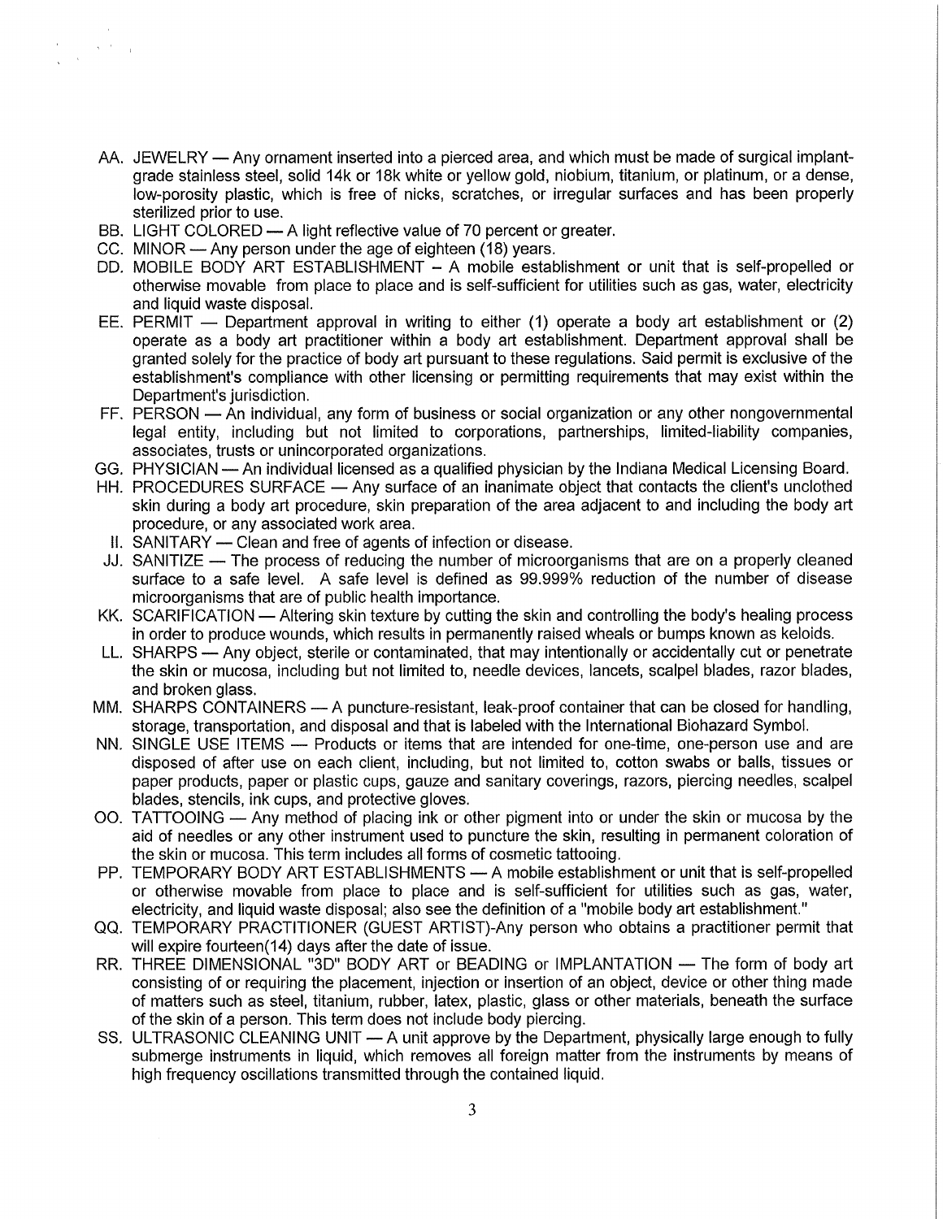AA. JEWELRY — Any ornament inserted into a pierced area, and which must be made of surgical implant-grade stainless steel, solid 14k or 18k white or yellow gold, niobium, titanium, or platinum, or a dense, low-porosity plastic, which is free of nicks, scratches, or irregular surfaces and has been properly sterilized prior to use.

BB. LIGHT COLORED — A light reflective value of 70 percent or greater.

CC. MINOR — Any person under the age of eighteen (18) years.

DD. MOBILE BODY ART ESTABLISHMENT – A mobile establishment or unit that is self-propelled or otherwise movable from place to place and is self-sufficient for utilities such as gas, water, electricity and liquid waste disposal.

EE. PERMIT — Department approval in writing to either (1) operate a body art establishment or (2) operate as a body art practitioner within a body art establishment. Department approval shall be granted solely for the practice of body art pursuant to these regulations. Said permit is exclusive of the establishment's compliance with other licensing or permitting requirements that may exist within the Department's jurisdiction.

FF. PERSON — An individual, any form of business or social organization or any other nongovernmental legal entity, including but not limited to corporations, partnerships, limited-liability companies, associates, trusts or unincorporated organizations.

GG. PHYSICIAN — An individual licensed as a qualified physician by the Indiana Medical Licensing Board.

HH. PROCEDURES SURFACE — Any surface of an inanimate object that contacts the client's unclothed skin during a body art procedure, skin preparation of the area adjacent to and including the body art procedure, or any associated work area.

II. SANITARY — Clean and free of agents of infection or disease.

JJ. SANITIZE — The process of reducing the number of microorganisms that are on a properly cleaned surface to a safe level. A safe level is defined as 99.999% reduction of the number of disease microorganisms that are of public health importance.

KK. SCARIFICATION — Altering skin texture by cutting the skin and controlling the body's healing process in order to produce wounds, which results in permanently raised wheals or bumps known as keloids.

LL. SHARPS — Any object, sterile or contaminated, that may intentionally or accidentally cut or penetrate the skin or mucosa, including but not limited to, needle devices, lancets, scalpel blades, razor blades, and broken glass.

MM. SHARPS CONTAINERS — A puncture-resistant, leak-proof container that can be closed for handling, storage, transportation, and disposal and that is labeled with the International Biohazard Symbol.

NN. SINGLE USE ITEMS — Products or items that are intended for one-time, one-person use and are disposed of after use on each client, including, but not limited to, cotton swabs or balls, tissues or paper products, paper or plastic cups, gauze and sanitary coverings, razors, piercing needles, scalpel blades, stencils, ink cups, and protective gloves.

OO. TATTOOING — Any method of placing ink or other pigment into or under the skin or mucosa by the aid of needles or any other instrument used to puncture the skin, resulting in permanent coloration of the skin or mucosa. This term includes all forms of cosmetic tattooing.

PP. TEMPORARY BODY ART ESTABLISHMENTS — A mobile establishment or unit that is self-propelled or otherwise movable from place to place and is self-sufficient for utilities such as gas, water, electricity, and liquid waste disposal; also see the definition of a "mobile body art establishment."

QQ. TEMPORARY PRACTITIONER (GUEST ARTIST)-Any person who obtains a practitioner permit that will expire fourteen(14) days after the date of issue.

RR. THREE DIMENSIONAL "3D" BODY ART or BEADING or IMPLANTATION — The form of body art consisting of or requiring the placement, injection or insertion of an object, device or other thing made of matters such as steel, titanium, rubber, latex, plastic, glass or other materials, beneath the surface of the skin of a person. This term does not include body piercing.

SS. ULTRASONIC CLEANING UNIT — A unit approve by the Department, physically large enough to fully submerge instruments in liquid, which removes all foreign matter from the instruments by means of high frequency oscillations transmitted through the contained liquid.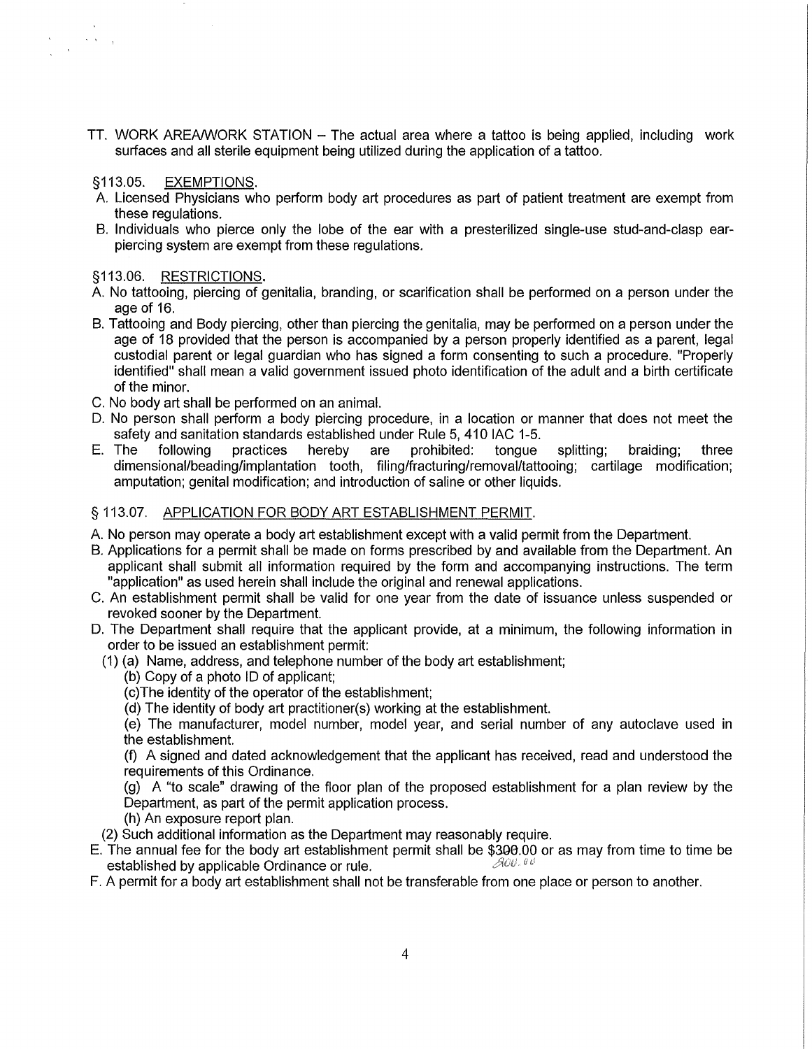TT. WORK AREA/WORK STATION – The actual area where a tattoo is being applied, including work surfaces and all sterile equipment being utilized during the application of a tattoo.

§113.05. EXEMPTIONS.

A. Licensed Physicians who perform body art procedures as part of patient treatment are exempt from these regulations.

B. Individuals who pierce only the lobe of the ear with a presterilized single-use stud-and-clasp ear-piercing system are exempt from these regulations.

§113.06. RESTRICTIONS.

A. No tattooing, piercing of genitalia, branding, or scarification shall be performed on a person under the age of 16.

B. Tattooing and Body piercing, other than piercing the genitalia, may be performed on a person under the age of 18 provided that the person is accompanied by a person properly identified as a parent, legal custodial parent or legal guardian who has signed a form consenting to such a procedure. "Properly identified" shall mean a valid government issued photo identification of the adult and a birth certificate of the minor.

C. No body art shall be performed on an animal.

D. No person shall perform a body piercing procedure, in a location or manner that does not meet the safety and sanitation standards established under Rule 5, 410 IAC 1-5.

E. The following practices hereby are prohibited: tongue splitting; braiding; three dimensional/beading/implantation tooth, filing/fracturing/removal/tattooing; cartilage modification; amputation; genital modification; and introduction of saline or other liquids.

§ 113.07. APPLICATION FOR BODY ART ESTABLISHMENT PERMIT.

A. No person may operate a body art establishment except with a valid permit from the Department.

B. Applications for a permit shall be made on forms prescribed by and available from the Department. An applicant shall submit all information required by the form and accompanying instructions. The term "application" as used herein shall include the original and renewal applications.

C. An establishment permit shall be valid for one year from the date of issuance unless suspended or revoked sooner by the Department.

D. The Department shall require that the applicant provide, at a minimum, the following information in order to be issued an establishment permit:

(1) (a) Name, address, and telephone number of the body art establishment;

(b) Copy of a photo ID of applicant;

(c)The identity of the operator of the establishment;

(d) The identity of body art practitioner(s) working at the establishment.

(e) The manufacturer, model number, model year, and serial number of any autoclave used in the establishment.

(f) A signed and dated acknowledgement that the applicant has received, read and understood the requirements of this Ordinance.

(g) A "to scale" drawing of the floor plan of the proposed establishment for a plan review by the Department, as part of the permit application process.

(h) An exposure report plan.

(2) Such additional information as the Department may reasonably require.

E. The annual fee for the body art establishment permit shall be ~~$300.00~~ $300.00 or as may from time to time be established by applicable Ordinance or rule.

F. A permit for a body art establishment shall not be transferable from one place or person to another.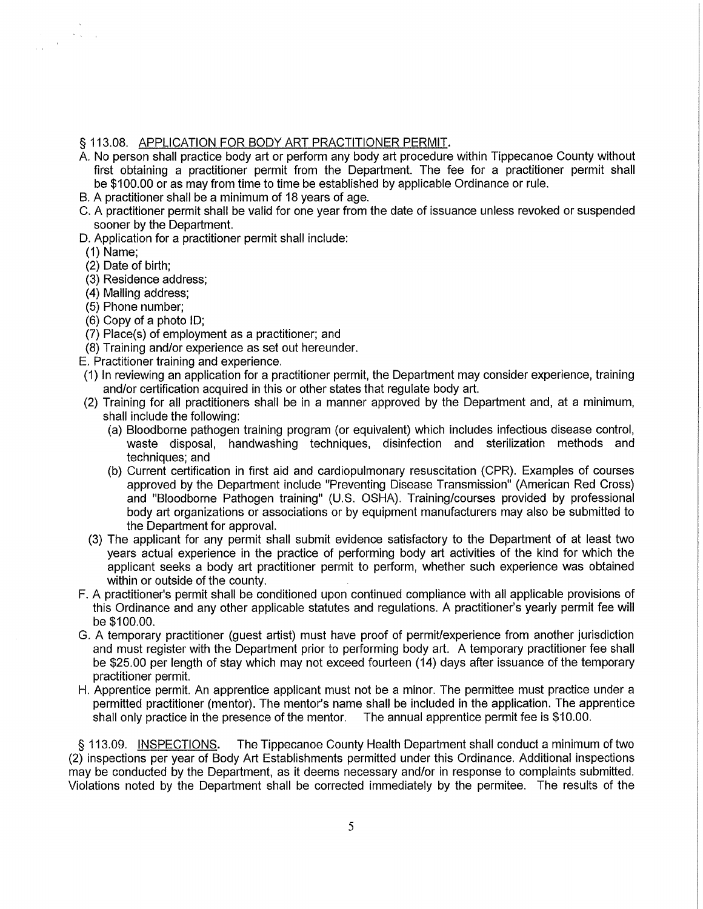§ 113.08. <u>APPLICATION FOR BODY ART PRACTITIONER PERMIT</u>.

A. No person shall practice body art or perform any body art procedure within Tippecanoe County without first obtaining a practitioner permit from the Department. The fee for a practitioner permit shall be $100.00 or as may from time to time be established by applicable Ordinance or rule.

B. A practitioner shall be a minimum of 18 years of age.

C. A practitioner permit shall be valid for one year from the date of issuance unless revoked or suspended sooner by the Department.

D. Application for a practitioner permit shall include:

  (1) Name;
  (2) Date of birth;
  (3) Residence address;
  (4) Mailing address;
  (5) Phone number;
  (6) Copy of a photo ID;
  (7) Place(s) of employment as a practitioner; and
  (8) Training and/or experience as set out hereunder.

E. Practitioner training and experience.

  (1) In reviewing an application for a practitioner permit, the Department may consider experience, training and/or certification acquired in this or other states that regulate body art.

  (2) Training for all practitioners shall be in a manner approved by the Department and, at a minimum, shall include the following:

    (a) Bloodborne pathogen training program (or equivalent) which includes infectious disease control, waste disposal, handwashing techniques, disinfection and sterilization methods and techniques; and

    (b) Current certification in first aid and cardiopulmonary resuscitation (CPR). Examples of courses approved by the Department include "Preventing Disease Transmission" (American Red Cross) and "Bloodborne Pathogen training" (U.S. OSHA). Training/courses provided by professional body art organizations or associations or by equipment manufacturers may also be submitted to the Department for approval.

  (3) The applicant for any permit shall submit evidence satisfactory to the Department of at least two years actual experience in the practice of performing body art activities of the kind for which the applicant seeks a body art practitioner permit to perform, whether such experience was obtained within or outside of the county.

F. A practitioner's permit shall be conditioned upon continued compliance with all applicable provisions of this Ordinance and any other applicable statutes and regulations. A practitioner's yearly permit fee will be $100.00.

G. A temporary practitioner (guest artist) must have proof of permit/experience from another jurisdiction and must register with the Department prior to performing body art. A temporary practitioner fee shall be $25.00 per length of stay which may not exceed fourteen (14) days after issuance of the temporary practitioner permit.

H. Apprentice permit. An apprentice applicant must not be a minor. The permittee must practice under a permitted practitioner (mentor). The mentor's name shall be included in the application. The apprentice shall only practice in the presence of the mentor. The annual apprentice permit fee is $10.00.

§ 113.09. <u>INSPECTIONS</u>. The Tippecanoe County Health Department shall conduct a minimum of two (2) inspections per year of Body Art Establishments permitted under this Ordinance. Additional inspections may be conducted by the Department, as it deems necessary and/or in response to complaints submitted. Violations noted by the Department shall be corrected immediately by the permitee. The results of the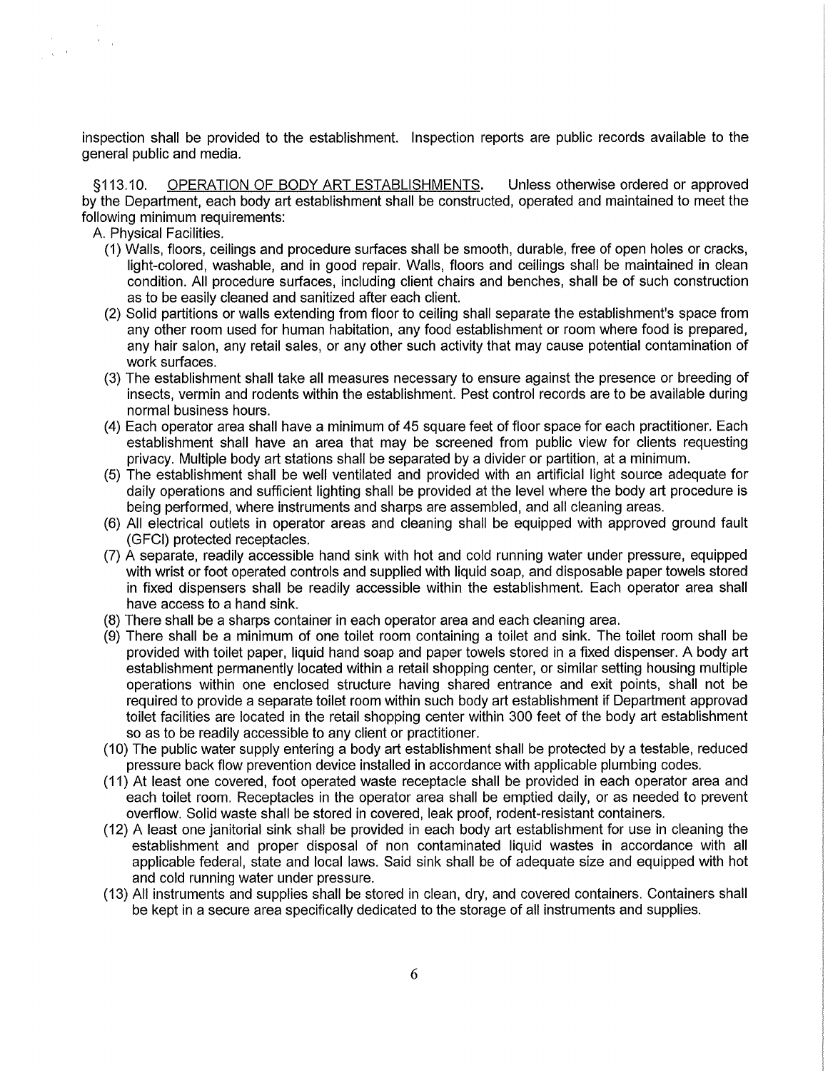inspection shall be provided to the establishment. Inspection reports are public records available to the general public and media.

§113.10. <u>OPERATION OF BODY ART ESTABLISHMENTS</u>. Unless otherwise ordered or approved by the Department, each body art establishment shall be constructed, operated and maintained to meet the following minimum requirements:

A. Physical Facilities.

(1) Walls, floors, ceilings and procedure surfaces shall be smooth, durable, free of open holes or cracks, light-colored, washable, and in good repair. Walls, floors and ceilings shall be maintained in clean condition. All procedure surfaces, including client chairs and benches, shall be of such construction as to be easily cleaned and sanitized after each client.

(2) Solid partitions or walls extending from floor to ceiling shall separate the establishment's space from any other room used for human habitation, any food establishment or room where food is prepared, any hair salon, any retail sales, or any other such activity that may cause potential contamination of work surfaces.

(3) The establishment shall take all measures necessary to ensure against the presence or breeding of insects, vermin and rodents within the establishment. Pest control records are to be available during normal business hours.

(4) Each operator area shall have a minimum of 45 square feet of floor space for each practitioner. Each establishment shall have an area that may be screened from public view for clients requesting privacy. Multiple body art stations shall be separated by a divider or partition, at a minimum.

(5) The establishment shall be well ventilated and provided with an artificial light source adequate for daily operations and sufficient lighting shall be provided at the level where the body art procedure is being performed, where instruments and sharps are assembled, and all cleaning areas.

(6) All electrical outlets in operator areas and cleaning shall be equipped with approved ground fault (GFCI) protected receptacles.

(7) A separate, readily accessible hand sink with hot and cold running water under pressure, equipped with wrist or foot operated controls and supplied with liquid soap, and disposable paper towels stored in fixed dispensers shall be readily accessible within the establishment. Each operator area shall have access to a hand sink.

(8) There shall be a sharps container in each operator area and each cleaning area.

(9) There shall be a minimum of one toilet room containing a toilet and sink. The toilet room shall be provided with toilet paper, liquid hand soap and paper towels stored in a fixed dispenser. A body art establishment permanently located within a retail shopping center, or similar setting housing multiple operations within one enclosed structure having shared entrance and exit points, shall not be required to provide a separate toilet room within such body art establishment if Department approvad toilet facilities are located in the retail shopping center within 300 feet of the body art establishment so as to be readily accessible to any client or practitioner.

(10) The public water supply entering a body art establishment shall be protected by a testable, reduced pressure back flow prevention device installed in accordance with applicable plumbing codes.

(11) At least one covered, foot operated waste receptacle shall be provided in each operator area and each toilet room. Receptacles in the operator area shall be emptied daily, or as needed to prevent overflow. Solid waste shall be stored in covered, leak proof, rodent-resistant containers.

(12) A least one janitorial sink shall be provided in each body art establishment for use in cleaning the establishment and proper disposal of non contaminated liquid wastes in accordance with all applicable federal, state and local laws. Said sink shall be of adequate size and equipped with hot and cold running water under pressure.

(13) All instruments and supplies shall be stored in clean, dry, and covered containers. Containers shall be kept in a secure area specifically dedicated to the storage of all instruments and supplies.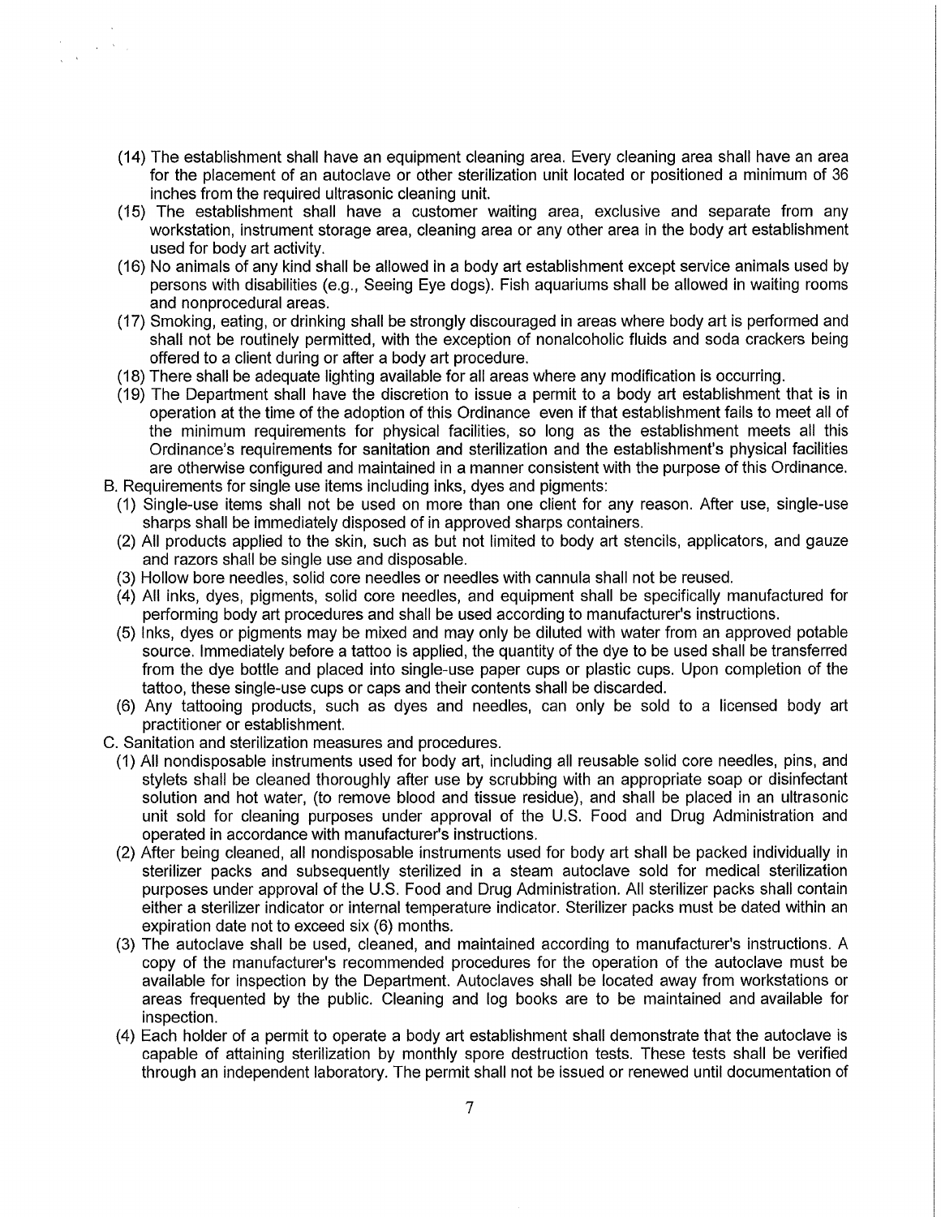(14) The establishment shall have an equipment cleaning area. Every cleaning area shall have an area for the placement of an autoclave or other sterilization unit located or positioned a minimum of 36 inches from the required ultrasonic cleaning unit.

(15) The establishment shall have a customer waiting area, exclusive and separate from any workstation, instrument storage area, cleaning area or any other area in the body art establishment used for body art activity.

(16) No animals of any kind shall be allowed in a body art establishment except service animals used by persons with disabilities (e.g., Seeing Eye dogs). Fish aquariums shall be allowed in waiting rooms and nonprocedural areas.

(17) Smoking, eating, or drinking shall be strongly discouraged in areas where body art is performed and shall not be routinely permitted, with the exception of nonalcoholic fluids and soda crackers being offered to a client during or after a body art procedure.

(18) There shall be adequate lighting available for all areas where any modification is occurring.

(19) The Department shall have the discretion to issue a permit to a body art establishment that is in operation at the time of the adoption of this Ordinance even if that establishment fails to meet all of the minimum requirements for physical facilities, so long as the establishment meets all this Ordinance's requirements for sanitation and sterilization and the establishment's physical facilities are otherwise configured and maintained in a manner consistent with the purpose of this Ordinance.

B. Requirements for single use items including inks, dyes and pigments:

(1) Single-use items shall not be used on more than one client for any reason. After use, single-use sharps shall be immediately disposed of in approved sharps containers.

(2) All products applied to the skin, such as but not limited to body art stencils, applicators, and gauze and razors shall be single use and disposable.

(3) Hollow bore needles, solid core needles or needles with cannula shall not be reused.

(4) All inks, dyes, pigments, solid core needles, and equipment shall be specifically manufactured for performing body art procedures and shall be used according to manufacturer's instructions.

(5) Inks, dyes or pigments may be mixed and may only be diluted with water from an approved potable source. Immediately before a tattoo is applied, the quantity of the dye to be used shall be transferred from the dye bottle and placed into single-use paper cups or plastic cups. Upon completion of the tattoo, these single-use cups or caps and their contents shall be discarded.

(6) Any tattooing products, such as dyes and needles, can only be sold to a licensed body art practitioner or establishment.

C. Sanitation and sterilization measures and procedures.

(1) All nondisposable instruments used for body art, including all reusable solid core needles, pins, and stylets shall be cleaned thoroughly after use by scrubbing with an appropriate soap or disinfectant solution and hot water, (to remove blood and tissue residue), and shall be placed in an ultrasonic unit sold for cleaning purposes under approval of the U.S. Food and Drug Administration and operated in accordance with manufacturer's instructions.

(2) After being cleaned, all nondisposable instruments used for body art shall be packed individually in sterilizer packs and subsequently sterilized in a steam autoclave sold for medical sterilization purposes under approval of the U.S. Food and Drug Administration. All sterilizer packs shall contain either a sterilizer indicator or internal temperature indicator. Sterilizer packs must be dated within an expiration date not to exceed six (6) months.

(3) The autoclave shall be used, cleaned, and maintained according to manufacturer's instructions. A copy of the manufacturer's recommended procedures for the operation of the autoclave must be available for inspection by the Department. Autoclaves shall be located away from workstations or areas frequented by the public. Cleaning and log books are to be maintained and available for inspection.

(4) Each holder of a permit to operate a body art establishment shall demonstrate that the autoclave is capable of attaining sterilization by monthly spore destruction tests. These tests shall be verified through an independent laboratory. The permit shall not be issued or renewed until documentation of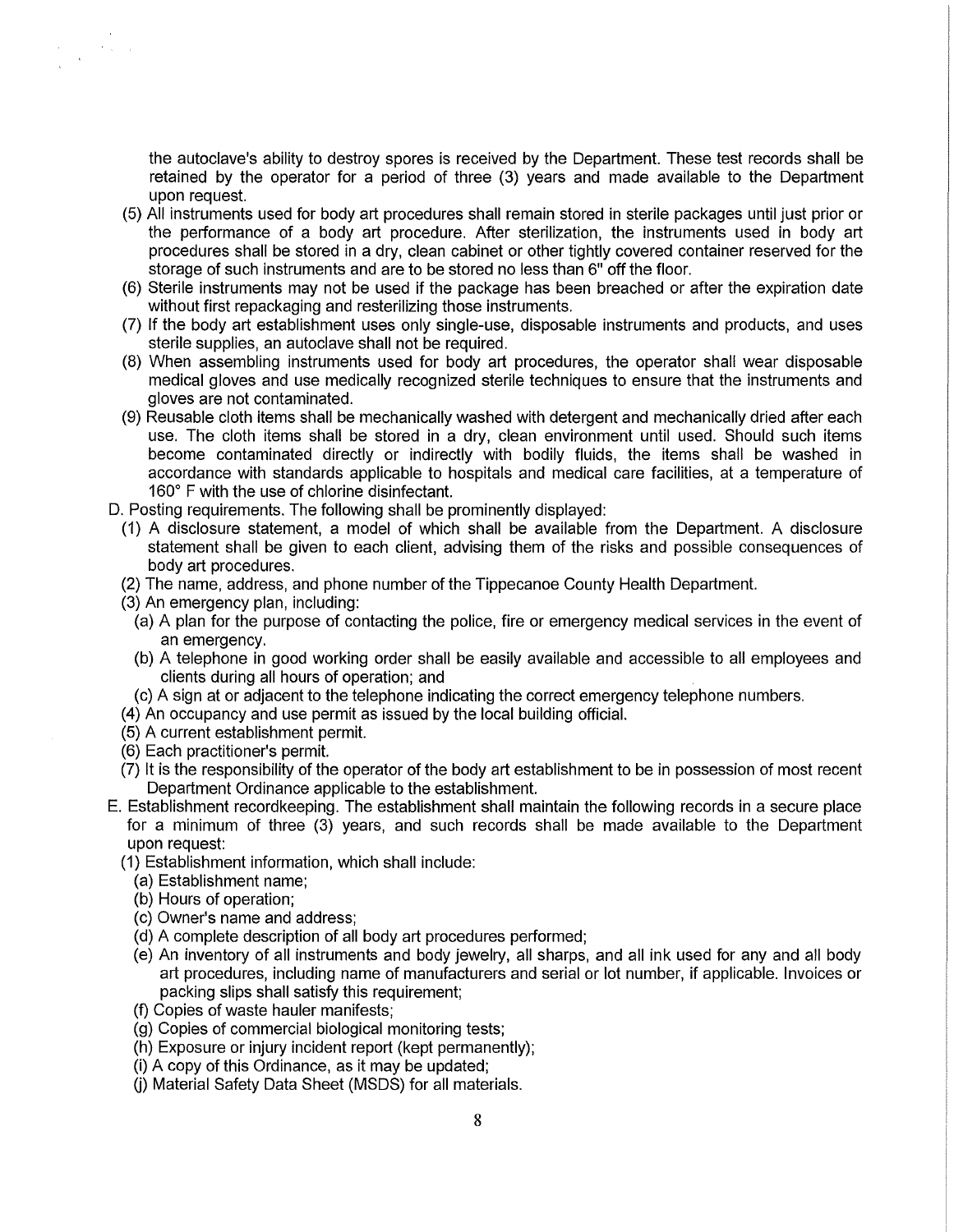the autoclave's ability to destroy spores is received by the Department. These test records shall be retained by the operator for a period of three (3) years and made available to the Department upon request.

(5) All instruments used for body art procedures shall remain stored in sterile packages until just prior or the performance of a body art procedure. After sterilization, the instruments used in body art procedures shall be stored in a dry, clean cabinet or other tightly covered container reserved for the storage of such instruments and are to be stored no less than 6" off the floor.

(6) Sterile instruments may not be used if the package has been breached or after the expiration date without first repackaging and resterilizing those instruments.

(7) If the body art establishment uses only single-use, disposable instruments and products, and uses sterile supplies, an autoclave shall not be required.

(8) When assembling instruments used for body art procedures, the operator shall wear disposable medical gloves and use medically recognized sterile techniques to ensure that the instruments and gloves are not contaminated.

(9) Reusable cloth items shall be mechanically washed with detergent and mechanically dried after each use. The cloth items shall be stored in a dry, clean environment until used. Should such items become contaminated directly or indirectly with bodily fluids, the items shall be washed in accordance with standards applicable to hospitals and medical care facilities, at a temperature of 160° F with the use of chlorine disinfectant.

D. Posting requirements. The following shall be prominently displayed:

(1) A disclosure statement, a model of which shall be available from the Department. A disclosure statement shall be given to each client, advising them of the risks and possible consequences of body art procedures.

(2) The name, address, and phone number of the Tippecanoe County Health Department.

(3) An emergency plan, including:

(a) A plan for the purpose of contacting the police, fire or emergency medical services in the event of an emergency.

(b) A telephone in good working order shall be easily available and accessible to all employees and clients during all hours of operation; and

(c) A sign at or adjacent to the telephone indicating the correct emergency telephone numbers.

(4) An occupancy and use permit as issued by the local building official.

(5) A current establishment permit.

(6) Each practitioner's permit.

(7) It is the responsibility of the operator of the body art establishment to be in possession of most recent Department Ordinance applicable to the establishment.

E. Establishment recordkeeping. The establishment shall maintain the following records in a secure place for a minimum of three (3) years, and such records shall be made available to the Department upon request:

(1) Establishment information, which shall include:

(a) Establishment name;

(b) Hours of operation;

(c) Owner's name and address;

(d) A complete description of all body art procedures performed;

(e) An inventory of all instruments and body jewelry, all sharps, and all ink used for any and all body art procedures, including name of manufacturers and serial or lot number, if applicable. Invoices or packing slips shall satisfy this requirement;

(f) Copies of waste hauler manifests;

(g) Copies of commercial biological monitoring tests;

(h) Exposure or injury incident report (kept permanently);

(i) A copy of this Ordinance, as it may be updated;

(j) Material Safety Data Sheet (MSDS) for all materials.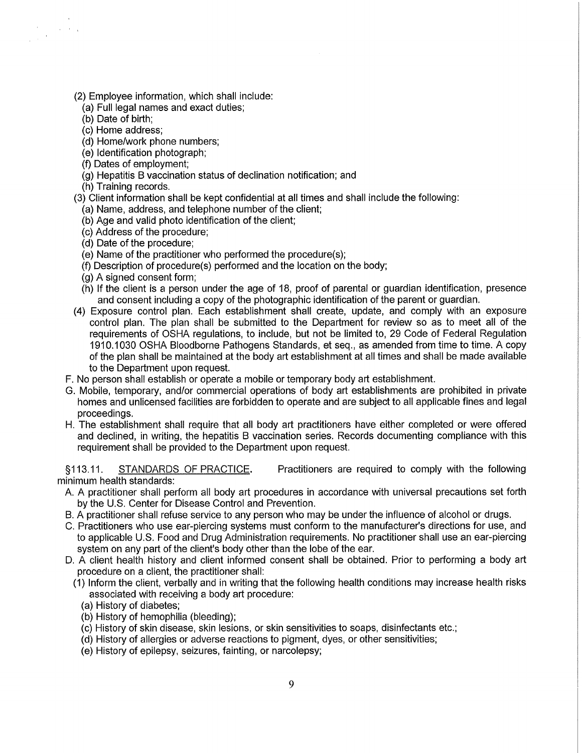(2) Employee information, which shall include:
  (a) Full legal names and exact duties;
  (b) Date of birth;
  (c) Home address;
  (d) Home/work phone numbers;
  (e) Identification photograph;
  (f) Dates of employment;
  (g) Hepatitis B vaccination status of declination notification; and
  (h) Training records.

(3) Client information shall be kept confidential at all times and shall include the following:
  (a) Name, address, and telephone number of the client;
  (b) Age and valid photo identification of the client;
  (c) Address of the procedure;
  (d) Date of the procedure;
  (e) Name of the practitioner who performed the procedure(s);
  (f) Description of procedure(s) performed and the location on the body;
  (g) A signed consent form;
  (h) If the client is a person under the age of 18, proof of parental or guardian identification, presence and consent including a copy of the photographic identification of the parent or guardian.

(4) Exposure control plan. Each establishment shall create, update, and comply with an exposure control plan. The plan shall be submitted to the Department for review so as to meet all of the requirements of OSHA regulations, to include, but not be limited to, 29 Code of Federal Regulation 1910.1030 OSHA Bloodborne Pathogens Standards, et seq., as amended from time to time. A copy of the plan shall be maintained at the body art establishment at all times and shall be made available to the Department upon request.

F. No person shall establish or operate a mobile or temporary body art establishment.

G. Mobile, temporary, and/or commercial operations of body art establishments are prohibited in private homes and unlicensed facilities are forbidden to operate and are subject to all applicable fines and legal proceedings.

H. The establishment shall require that all body art practitioners have either completed or were offered and declined, in writing, the hepatitis B vaccination series. Records documenting compliance with this requirement shall be provided to the Department upon request.

§113.11. <u>STANDARDS OF PRACTICE</u>. Practitioners are required to comply with the following minimum health standards:

A. A practitioner shall perform all body art procedures in accordance with universal precautions set forth by the U.S. Center for Disease Control and Prevention.

B. A practitioner shall refuse service to any person who may be under the influence of alcohol or drugs.

C. Practitioners who use ear-piercing systems must conform to the manufacturer's directions for use, and to applicable U.S. Food and Drug Administration requirements. No practitioner shall use an ear-piercing system on any part of the client's body other than the lobe of the ear.

D. A client health history and client informed consent shall be obtained. Prior to performing a body art procedure on a client, the practitioner shall:

(1) Inform the client, verbally and in writing that the following health conditions may increase health risks associated with receiving a body art procedure:
  (a) History of diabetes;
  (b) History of hemophilia (bleeding);
  (c) History of skin disease, skin lesions, or skin sensitivities to soaps, disinfectants etc.;
  (d) History of allergies or adverse reactions to pigment, dyes, or other sensitivities;
  (e) History of epilepsy, seizures, fainting, or narcolepsy;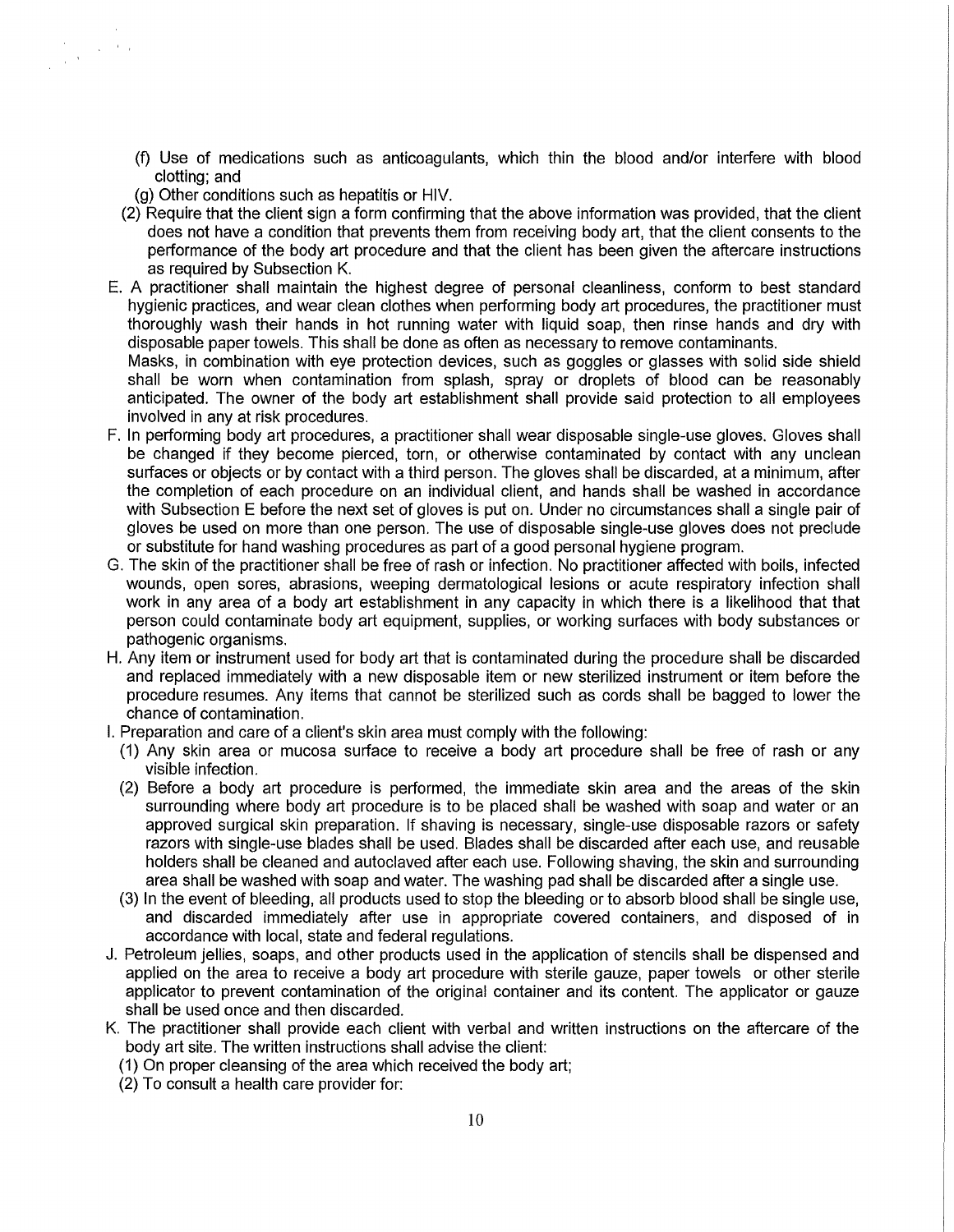(f) Use of medications such as anticoagulants, which thin the blood and/or interfere with blood clotting; and

(g) Other conditions such as hepatitis or HIV.

(2) Require that the client sign a form confirming that the above information was provided, that the client does not have a condition that prevents them from receiving body art, that the client consents to the performance of the body art procedure and that the client has been given the aftercare instructions as required by Subsection K.

E. A practitioner shall maintain the highest degree of personal cleanliness, conform to best standard hygienic practices, and wear clean clothes when performing body art procedures, the practitioner must thoroughly wash their hands in hot running water with liquid soap, then rinse hands and dry with disposable paper towels. This shall be done as often as necessary to remove contaminants.
Masks, in combination with eye protection devices, such as goggles or glasses with solid side shield shall be worn when contamination from splash, spray or droplets of blood can be reasonably anticipated. The owner of the body art establishment shall provide said protection to all employees involved in any at risk procedures.

F. In performing body art procedures, a practitioner shall wear disposable single-use gloves. Gloves shall be changed if they become pierced, torn, or otherwise contaminated by contact with any unclean surfaces or objects or by contact with a third person. The gloves shall be discarded, at a minimum, after the completion of each procedure on an individual client, and hands shall be washed in accordance with Subsection E before the next set of gloves is put on. Under no circumstances shall a single pair of gloves be used on more than one person. The use of disposable single-use gloves does not preclude or substitute for hand washing procedures as part of a good personal hygiene program.

G. The skin of the practitioner shall be free of rash or infection. No practitioner affected with boils, infected wounds, open sores, abrasions, weeping dermatological lesions or acute respiratory infection shall work in any area of a body art establishment in any capacity in which there is a likelihood that that person could contaminate body art equipment, supplies, or working surfaces with body substances or pathogenic organisms.

H. Any item or instrument used for body art that is contaminated during the procedure shall be discarded and replaced immediately with a new disposable item or new sterilized instrument or item before the procedure resumes. Any items that cannot be sterilized such as cords shall be bagged to lower the chance of contamination.

I. Preparation and care of a client's skin area must comply with the following:

(1) Any skin area or mucosa surface to receive a body art procedure shall be free of rash or any visible infection.

(2) Before a body art procedure is performed, the immediate skin area and the areas of the skin surrounding where body art procedure is to be placed shall be washed with soap and water or an approved surgical skin preparation. If shaving is necessary, single-use disposable razors or safety razors with single-use blades shall be used. Blades shall be discarded after each use, and reusable holders shall be cleaned and autoclaved after each use. Following shaving, the skin and surrounding area shall be washed with soap and water. The washing pad shall be discarded after a single use.

(3) In the event of bleeding, all products used to stop the bleeding or to absorb blood shall be single use, and discarded immediately after use in appropriate covered containers, and disposed of in accordance with local, state and federal regulations.

J. Petroleum jellies, soaps, and other products used in the application of stencils shall be dispensed and applied on the area to receive a body art procedure with sterile gauze, paper towels or other sterile applicator to prevent contamination of the original container and its content. The applicator or gauze shall be used once and then discarded.

K. The practitioner shall provide each client with verbal and written instructions on the aftercare of the body art site. The written instructions shall advise the client:

(1) On proper cleansing of the area which received the body art;

(2) To consult a health care provider for: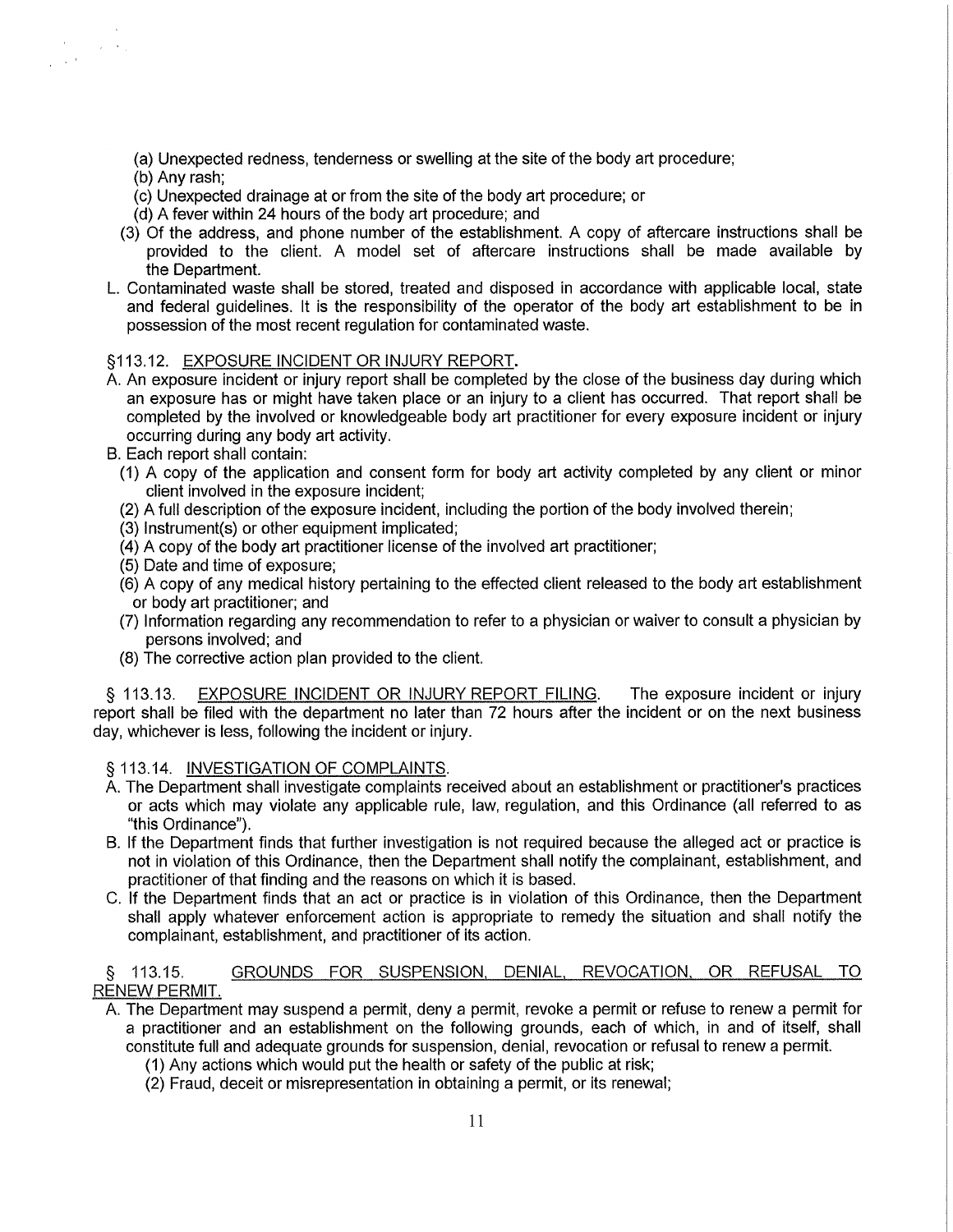(a) Unexpected redness, tenderness or swelling at the site of the body art procedure;
(b) Any rash;
(c) Unexpected drainage at or from the site of the body art procedure; or
(d) A fever within 24 hours of the body art procedure; and

(3) Of the address, and phone number of the establishment. A copy of aftercare instructions shall be provided to the client. A model set of aftercare instructions shall be made available by the Department.

L. Contaminated waste shall be stored, treated and disposed in accordance with applicable local, state and federal guidelines. It is the responsibility of the operator of the body art establishment to be in possession of the most recent regulation for contaminated waste.

§113.12. EXPOSURE INCIDENT OR INJURY REPORT.

A. An exposure incident or injury report shall be completed by the close of the business day during which an exposure has or might have taken place or an injury to a client has occurred. That report shall be completed by the involved or knowledgeable body art practitioner for every exposure incident or injury occurring during any body art activity.

B. Each report shall contain:
(1) A copy of the application and consent form for body art activity completed by any client or minor client involved in the exposure incident;
(2) A full description of the exposure incident, including the portion of the body involved therein;
(3) Instrument(s) or other equipment implicated;
(4) A copy of the body art practitioner license of the involved art practitioner;
(5) Date and time of exposure;
(6) A copy of any medical history pertaining to the effected client released to the body art establishment or body art practitioner; and
(7) Information regarding any recommendation to refer to a physician or waiver to consult a physician by persons involved; and
(8) The corrective action plan provided to the client.

§ 113.13. EXPOSURE INCIDENT OR INJURY REPORT FILING. The exposure incident or injury report shall be filed with the department no later than 72 hours after the incident or on the next business day, whichever is less, following the incident or injury.

§ 113.14. INVESTIGATION OF COMPLAINTS.

A. The Department shall investigate complaints received about an establishment or practitioner's practices or acts which may violate any applicable rule, law, regulation, and this Ordinance (all referred to as "this Ordinance").

B. If the Department finds that further investigation is not required because the alleged act or practice is not in violation of this Ordinance, then the Department shall notify the complainant, establishment, and practitioner of that finding and the reasons on which it is based.

C. If the Department finds that an act or practice is in violation of this Ordinance, then the Department shall apply whatever enforcement action is appropriate to remedy the situation and shall notify the complainant, establishment, and practitioner of its action.

§ 113.15. GROUNDS FOR SUSPENSION, DENIAL, REVOCATION, OR REFUSAL TO RENEW PERMIT.

A. The Department may suspend a permit, deny a permit, revoke a permit or refuse to renew a permit for a practitioner and an establishment on the following grounds, each of which, in and of itself, shall constitute full and adequate grounds for suspension, denial, revocation or refusal to renew a permit.
(1) Any actions which would put the health or safety of the public at risk;
(2) Fraud, deceit or misrepresentation in obtaining a permit, or its renewal;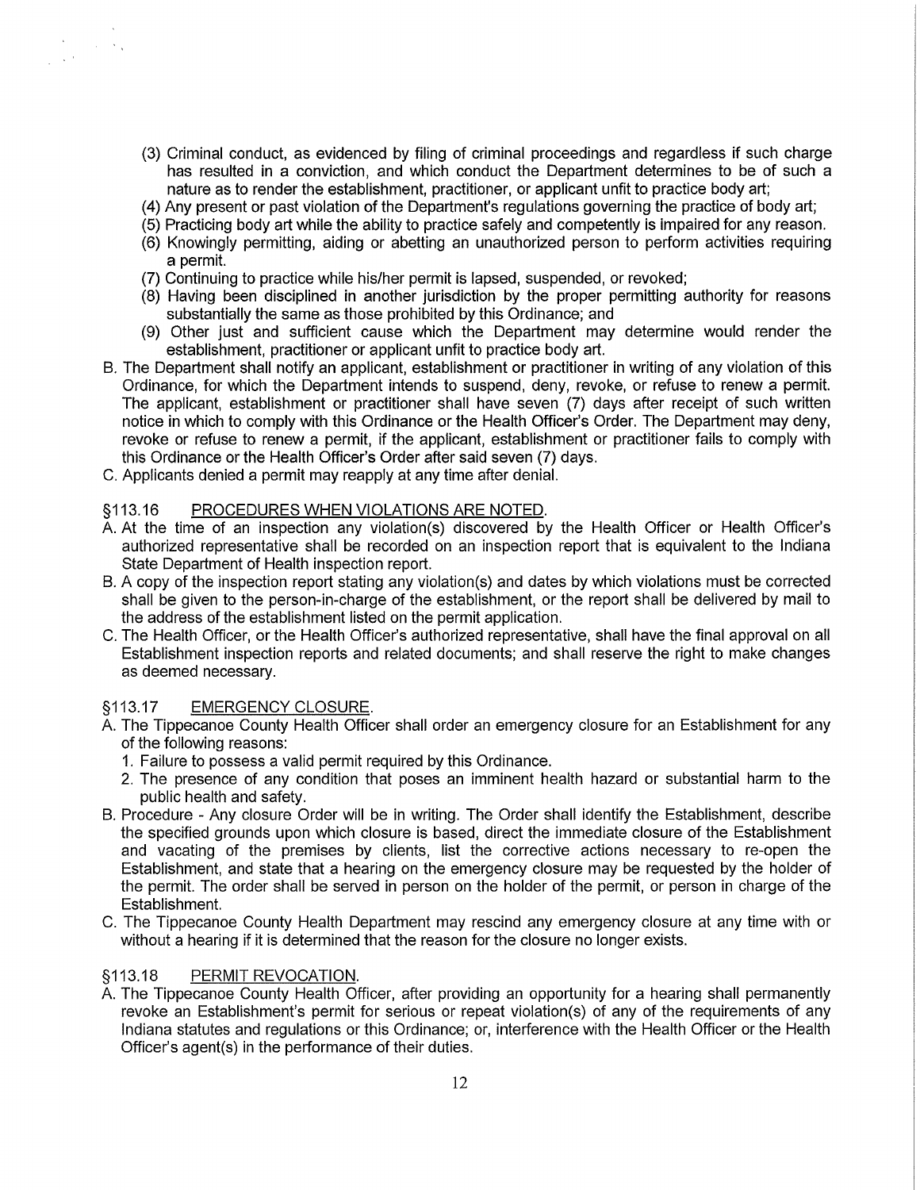(3) Criminal conduct, as evidenced by filing of criminal proceedings and regardless if such charge has resulted in a conviction, and which conduct the Department determines to be of such a nature as to render the establishment, practitioner, or applicant unfit to practice body art;
(4) Any present or past violation of the Department's regulations governing the practice of body art;
(5) Practicing body art while the ability to practice safely and competently is impaired for any reason.
(6) Knowingly permitting, aiding or abetting an unauthorized person to perform activities requiring a permit.
(7) Continuing to practice while his/her permit is lapsed, suspended, or revoked;
(8) Having been disciplined in another jurisdiction by the proper permitting authority for reasons substantially the same as those prohibited by this Ordinance; and
(9) Other just and sufficient cause which the Department may determine would render the establishment, practitioner or applicant unfit to practice body art.

B. The Department shall notify an applicant, establishment or practitioner in writing of any violation of this Ordinance, for which the Department intends to suspend, deny, revoke, or refuse to renew a permit. The applicant, establishment or practitioner shall have seven (7) days after receipt of such written notice in which to comply with this Ordinance or the Health Officer's Order. The Department may deny, revoke or refuse to renew a permit, if the applicant, establishment or practitioner fails to comply with this Ordinance or the Health Officer's Order after said seven (7) days.

C. Applicants denied a permit may reapply at any time after denial.

§113.16 PROCEDURES WHEN VIOLATIONS ARE NOTED.

A. At the time of an inspection any violation(s) discovered by the Health Officer or Health Officer's authorized representative shall be recorded on an inspection report that is equivalent to the Indiana State Department of Health inspection report.

B. A copy of the inspection report stating any violation(s) and dates by which violations must be corrected shall be given to the person-in-charge of the establishment, or the report shall be delivered by mail to the address of the establishment listed on the permit application.

C. The Health Officer, or the Health Officer's authorized representative, shall have the final approval on all Establishment inspection reports and related documents; and shall reserve the right to make changes as deemed necessary.

§113.17 EMERGENCY CLOSURE.

A. The Tippecanoe County Health Officer shall order an emergency closure for an Establishment for any of the following reasons:
   1. Failure to possess a valid permit required by this Ordinance.
   2. The presence of any condition that poses an imminent health hazard or substantial harm to the public health and safety.

B. Procedure - Any closure Order will be in writing. The Order shall identify the Establishment, describe the specified grounds upon which closure is based, direct the immediate closure of the Establishment and vacating of the premises by clients, list the corrective actions necessary to re-open the Establishment, and state that a hearing on the emergency closure may be requested by the holder of the permit. The order shall be served in person on the holder of the permit, or person in charge of the Establishment.

C. The Tippecanoe County Health Department may rescind any emergency closure at any time with or without a hearing if it is determined that the reason for the closure no longer exists.

§113.18 PERMIT REVOCATION.

A. The Tippecanoe County Health Officer, after providing an opportunity for a hearing shall permanently revoke an Establishment's permit for serious or repeat violation(s) of any of the requirements of any Indiana statutes and regulations or this Ordinance; or, interference with the Health Officer or the Health Officer's agent(s) in the performance of their duties.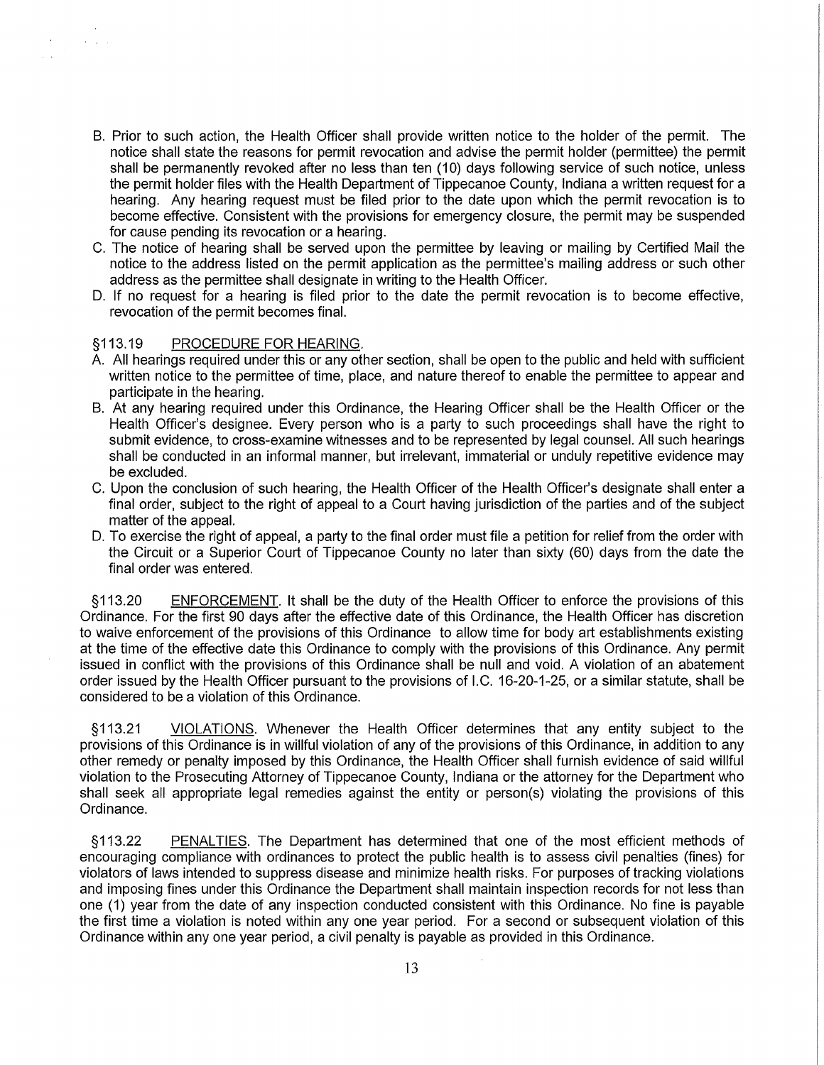B. Prior to such action, the Health Officer shall provide written notice to the holder of the permit. The notice shall state the reasons for permit revocation and advise the permit holder (permittee) the permit shall be permanently revoked after no less than ten (10) days following service of such notice, unless the permit holder files with the Health Department of Tippecanoe County, Indiana a written request for a hearing. Any hearing request must be filed prior to the date upon which the permit revocation is to become effective. Consistent with the provisions for emergency closure, the permit may be suspended for cause pending its revocation or a hearing.

C. The notice of hearing shall be served upon the permittee by leaving or mailing by Certified Mail the notice to the address listed on the permit application as the permittee's mailing address or such other address as the permittee shall designate in writing to the Health Officer.

D. If no request for a hearing is filed prior to the date the permit revocation is to become effective, revocation of the permit becomes final.

§113.19 PROCEDURE FOR HEARING.

A. All hearings required under this or any other section, shall be open to the public and held with sufficient written notice to the permittee of time, place, and nature thereof to enable the permittee to appear and participate in the hearing.

B. At any hearing required under this Ordinance, the Hearing Officer shall be the Health Officer or the Health Officer's designee. Every person who is a party to such proceedings shall have the right to submit evidence, to cross-examine witnesses and to be represented by legal counsel. All such hearings shall be conducted in an informal manner, but irrelevant, immaterial or unduly repetitive evidence may be excluded.

C. Upon the conclusion of such hearing, the Health Officer of the Health Officer's designate shall enter a final order, subject to the right of appeal to a Court having jurisdiction of the parties and of the subject matter of the appeal.

D. To exercise the right of appeal, a party to the final order must file a petition for relief from the order with the Circuit or a Superior Court of Tippecanoe County no later than sixty (60) days from the date the final order was entered.

§113.20 ENFORCEMENT. It shall be the duty of the Health Officer to enforce the provisions of this Ordinance. For the first 90 days after the effective date of this Ordinance, the Health Officer has discretion to waive enforcement of the provisions of this Ordinance to allow time for body art establishments existing at the time of the effective date this Ordinance to comply with the provisions of this Ordinance. Any permit issued in conflict with the provisions of this Ordinance shall be null and void. A violation of an abatement order issued by the Health Officer pursuant to the provisions of I.C. 16-20-1-25, or a similar statute, shall be considered to be a violation of this Ordinance.

§113.21 VIOLATIONS. Whenever the Health Officer determines that any entity subject to the provisions of this Ordinance is in willful violation of any of the provisions of this Ordinance, in addition to any other remedy or penalty imposed by this Ordinance, the Health Officer shall furnish evidence of said willful violation to the Prosecuting Attorney of Tippecanoe County, Indiana or the attorney for the Department who shall seek all appropriate legal remedies against the entity or person(s) violating the provisions of this Ordinance.

§113.22 PENALTIES. The Department has determined that one of the most efficient methods of encouraging compliance with ordinances to protect the public health is to assess civil penalties (fines) for violators of laws intended to suppress disease and minimize health risks. For purposes of tracking violations and imposing fines under this Ordinance the Department shall maintain inspection records for not less than one (1) year from the date of any inspection conducted consistent with this Ordinance. No fine is payable the first time a violation is noted within any one year period. For a second or subsequent violation of this Ordinance within any one year period, a civil penalty is payable as provided in this Ordinance.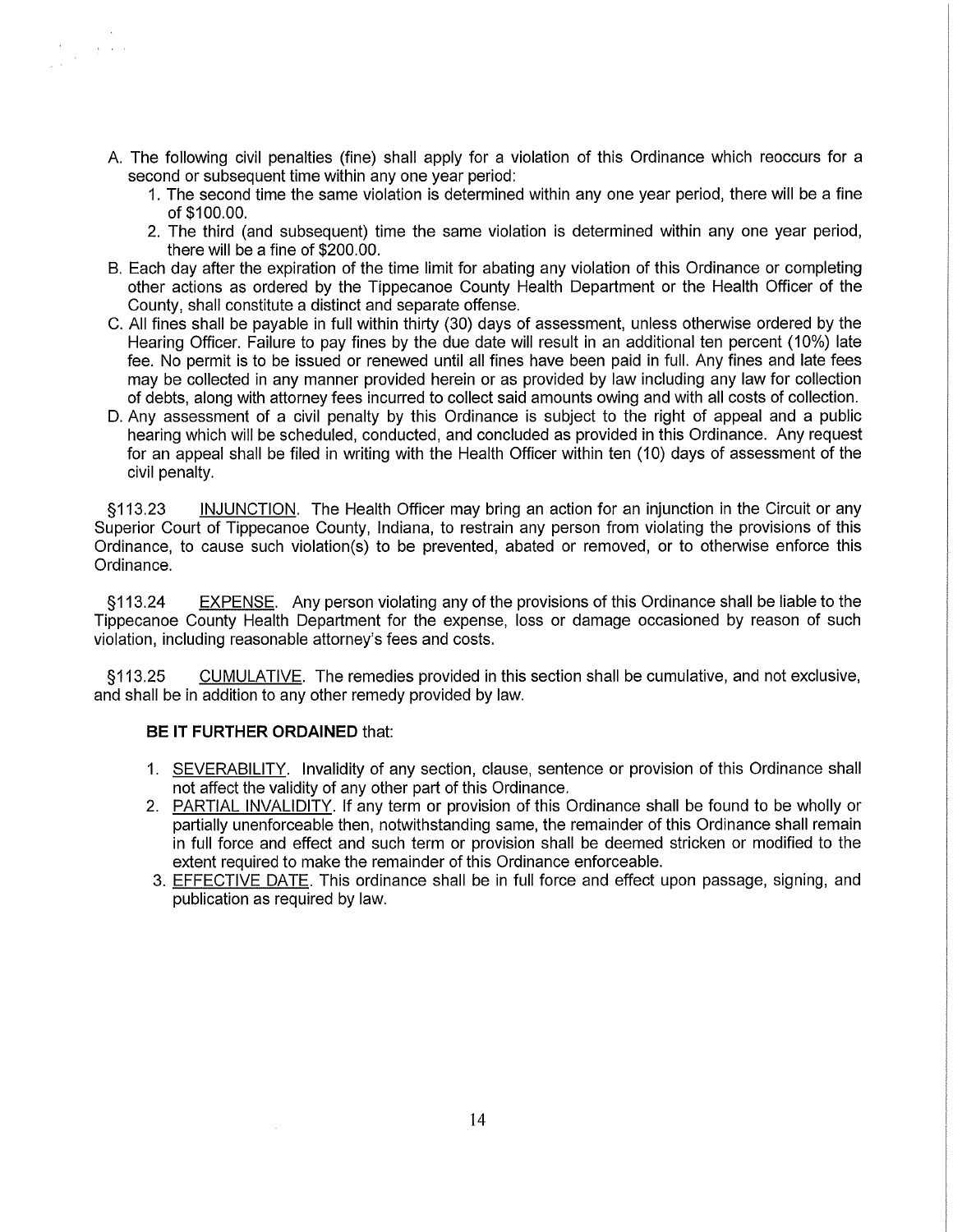A. The following civil penalties (fine) shall apply for a violation of this Ordinance which reoccurs for a second or subsequent time within any one year period:
   1. The second time the same violation is determined within any one year period, there will be a fine of $100.00.
   2. The third (and subsequent) time the same violation is determined within any one year period, there will be a fine of $200.00.
B. Each day after the expiration of the time limit for abating any violation of this Ordinance or completing other actions as ordered by the Tippecanoe County Health Department or the Health Officer of the County, shall constitute a distinct and separate offense.
C. All fines shall be payable in full within thirty (30) days of assessment, unless otherwise ordered by the Hearing Officer. Failure to pay fines by the due date will result in an additional ten percent (10%) late fee. No permit is to be issued or renewed until all fines have been paid in full. Any fines and late fees may be collected in any manner provided herein or as provided by law including any law for collection of debts, along with attorney fees incurred to collect said amounts owing and with all costs of collection.
D. Any assessment of a civil penalty by this Ordinance is subject to the right of appeal and a public hearing which will be scheduled, conducted, and concluded as provided in this Ordinance. Any request for an appeal shall be filed in writing with the Health Officer within ten (10) days of assessment of the civil penalty.

§113.23 INJUNCTION. The Health Officer may bring an action for an injunction in the Circuit or any Superior Court of Tippecanoe County, Indiana, to restrain any person from violating the provisions of this Ordinance, to cause such violation(s) to be prevented, abated or removed, or to otherwise enforce this Ordinance.

§113.24 EXPENSE. Any person violating any of the provisions of this Ordinance shall be liable to the Tippecanoe County Health Department for the expense, loss or damage occasioned by reason of such violation, including reasonable attorney's fees and costs.

§113.25 CUMULATIVE. The remedies provided in this section shall be cumulative, and not exclusive, and shall be in addition to any other remedy provided by law.

**BE IT FURTHER ORDAINED** that:

1. SEVERABILITY. Invalidity of any section, clause, sentence or provision of this Ordinance shall not affect the validity of any other part of this Ordinance.
2. PARTIAL INVALIDITY. If any term or provision of this Ordinance shall be found to be wholly or partially unenforceable then, notwithstanding same, the remainder of this Ordinance shall remain in full force and effect and such term or provision shall be deemed stricken or modified to the extent required to make the remainder of this Ordinance enforceable.
3. EFFECTIVE DATE. This ordinance shall be in full force and effect upon passage, signing, and publication as required by law.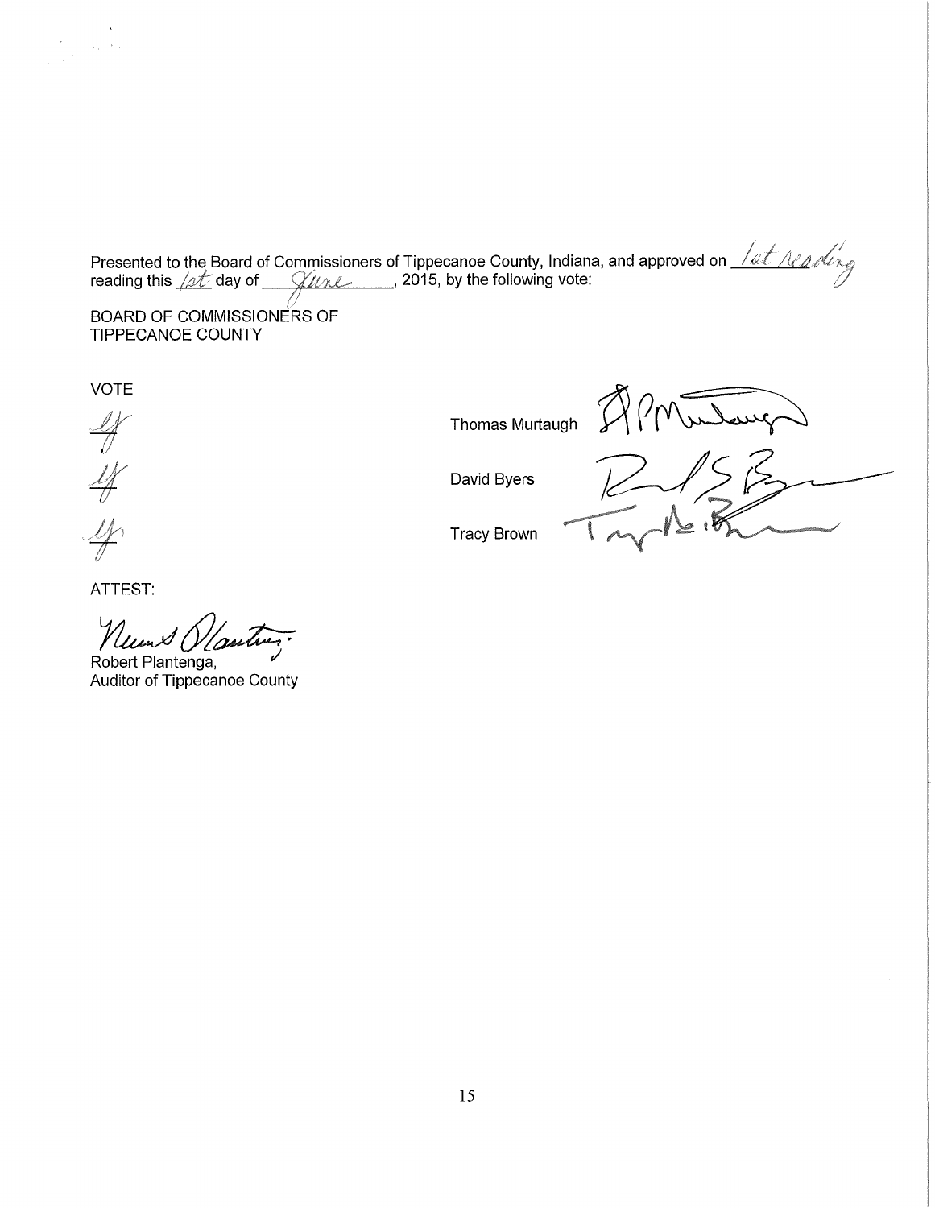Presented to the Board of Commissioners of Tippecanoe County, Indiana, and approved on 1st reading reading this 1st day of June, 2015, by the following vote:

BOARD OF COMMISSIONERS OF
TIPPECANOE COUNTY

VOTE

| VOTE | | |
|---|---|---|
| Ay | Thomas Murtaugh | (signature) |
| Ay | David Byers | (signature) |
| Ay | Tracy Brown | (signature) |

ATTEST:

(signature)

Robert Plantenga,
Auditor of Tippecanoe County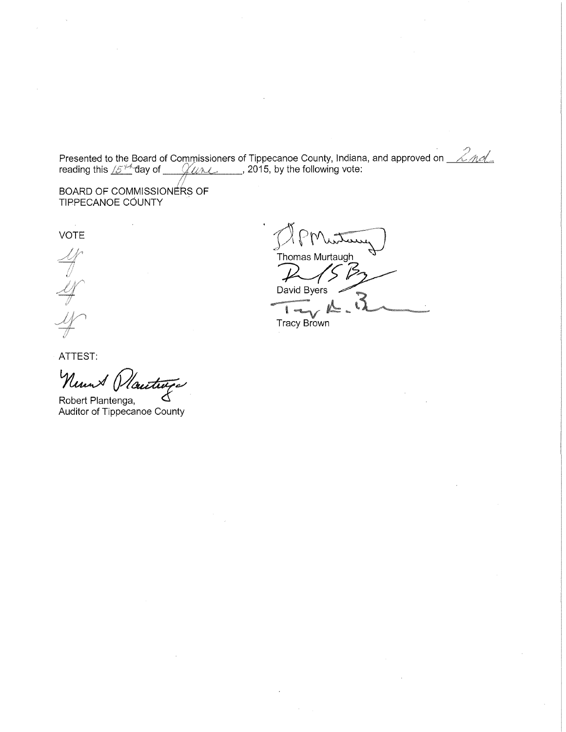Presented to the Board of Commissioners of Tippecanoe County, Indiana, and approved on 2nd reading this 15th day of June, 2015, by the following vote:

BOARD OF COMMISSIONERS OF TIPPECANOE COUNTY

| VOTE | |
|---|---|
| Y | Thomas Murtaugh |
| Y | David Byers |
| Y | Tracy Brown |

ATTEST:

Robert Plantenga,
Auditor of Tippecanoe County